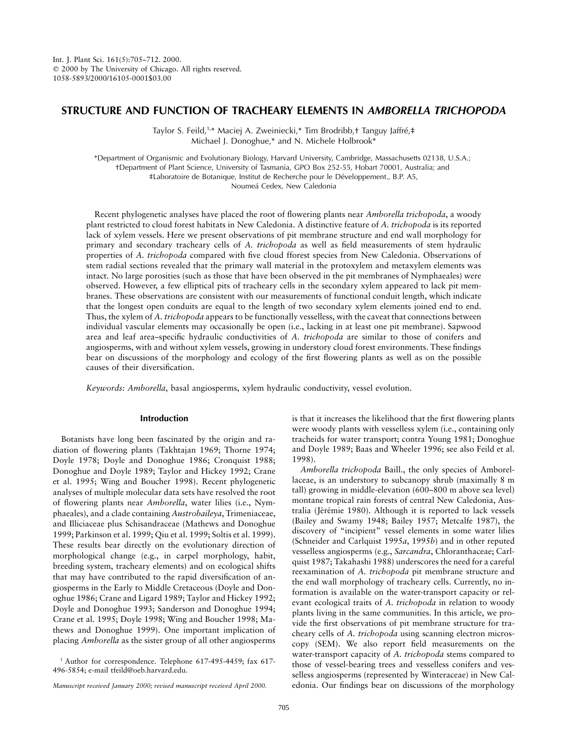# STRUCTURE AND FUNCTION OF TRACHEARY ELEMENTS IN *AMBORELLA TRICHOPODA*

Taylor S. Feild,[1,*] Maciej A. Zweiniecki,* Tim Brodribb,† Tanguy Jaffré,‡ Michael J. Donoghue,* and N. Michele Holbrook*

*Department of Organismic and Evolutionary Biology, Harvard University, Cambridge, Massachusetts 02138, U.S.A.; †Department of Plant Science, University of Tasmania, GPO Box 252-55, Hobart 70001, Australia; and ‡Laboratoire de Botanique, Institut de Recherche pour le Développement., B.P. A5, Noumeá Cedex, New Caledonia

Recent phylogenetic analyses have placed the root of flowering plants near *Amborella trichopoda*, a woody plant restricted to cloud forest habitats in New Caledonia. A distinctive feature of *A. trichopoda* is its reported lack of xylem vessels. Here we present observations of pit membrane structure and end wall morphology for primary and secondary tracheary cells of *A. trichopoda* as well as field measurements of stem hydraulic properties of *A. trichopoda* compared with five cloud fforest species from New Caledonia. Observations of stem radial sections revealed that the primary wall material in the protoxylem and metaxylem elements was intact. No large porosities (such as those that have been observed in the pit membranes of Nymphaeales) were observed. However, a few elliptical pits of tracheary cells in the secondary xylem appeared to lack pit membranes. These observations are consistent with our measurements of functional conduit length, which indicate that the longest open conduits are equal to the length of two secondary xylem elements joined end to end. Thus, the xylem of *A. trichopoda* appears to be functionally vesselless, with the caveat that connections between individual vascular elements may occasionally be open (i.e., lacking in at least one pit membrane). Sapwood area and leaf area–specific hydraulic conductivities of *A. trichopoda* are similar to those of conifers and angiosperms, with and without xylem vessels, growing in understory cloud forest environments. These findings bear on discussions of the morphology and ecology of the first flowering plants as well as on the possible causes of their diversification.

*Keywords: Amborella*, basal angiosperms, xylem hydraulic conductivity, vessel evolution.

## Introduction

Botanists have long been fascinated by the origin and radiation of flowering plants (Takhtajan 1969; Thorne 1974; Doyle 1978; Doyle and Donoghue 1986; Cronquist 1988; Donoghue and Doyle 1989; Taylor and Hickey 1992; Crane et al. 1995; Wing and Boucher 1998). Recent phylogenetic analyses of multiple molecular data sets have resolved the root of flowering plants near *Amborella*, water lilies (i.e., Nymphaeales), and a clade containing *Austrobaileya*, Trimeniaceae, and Illiciaceae plus Schisandraceae (Mathews and Donoghue 1999; Parkinson et al. 1999; Qiu et al. 1999; Soltis et al. 1999). These results bear directly on the evolutionary direction of morphological change (e.g., in carpel morphology, habit, breeding system, tracheary elements) and on ecological shifts that may have contributed to the rapid diversification of angiosperms in the Early to Middle Cretaceous (Doyle and Donoghue 1986; Crane and Ligard 1989; Taylor and Hickey 1992; Doyle and Donoghue 1993; Sanderson and Donoghue 1994; Crane et al. 1995; Doyle 1998; Wing and Boucher 1998; Mathews and Donoghue 1999). One important implication of placing *Amborella* as the sister group of all other angiosperms is that it increases the likelihood that the first flowering plants were woody plants with vesselless xylem (i.e., containing only tracheids for water transport; contra Young 1981; Donoghue and Doyle 1989; Baas and Wheeler 1996; see also Feild et al. 1998).

*Amborella trichopoda* Baill., the only species of Amborellaceae, is an understory to subcanopy shrub (maximally 8 m tall) growing in middle-elevation (600–800 m above sea level) montane tropical rain forests of central New Caledonia, Australia (Jérémie 1980). Although it is reported to lack vessels (Bailey and Swamy 1948; Bailey 1957; Metcalfe 1987), the discovery of "incipient" vessel elements in some water lilies (Schneider and Carlquist 1995*a*, 1995*b*) and in other reputed vesselless angiosperms (e.g., *Sarcandra*, Chloranthaceae; Carlquist 1987; Takahashi 1988) underscores the need for a careful reexamination of *A. trichopoda* pit membrane structure and the end wall morphology of tracheary cells. Currently, no information is available on the water-transport capacity or relevant ecological traits of *A. trichopoda* in relation to woody plants living in the same communities. In this article, we provide the first observations of pit membrane structure for tracheary cells of *A. trichopoda* using scanning electron microscopy (SEM). We also report field measurements on the water-transport capacity of *A. trichopoda* stems compared to those of vessel-bearing trees and vesselless conifers and vesselless angiosperms (represented by Winteraceae) in New Caledonia. Our findings bear on discussions of the morphology

[1] Author for correspondence. Telephone 617-495-4459; fax 617-496-5854; e-mail tfeild@oeb.harvard.edu.

*Manuscript received January 2000; revised manuscript received April 2000.*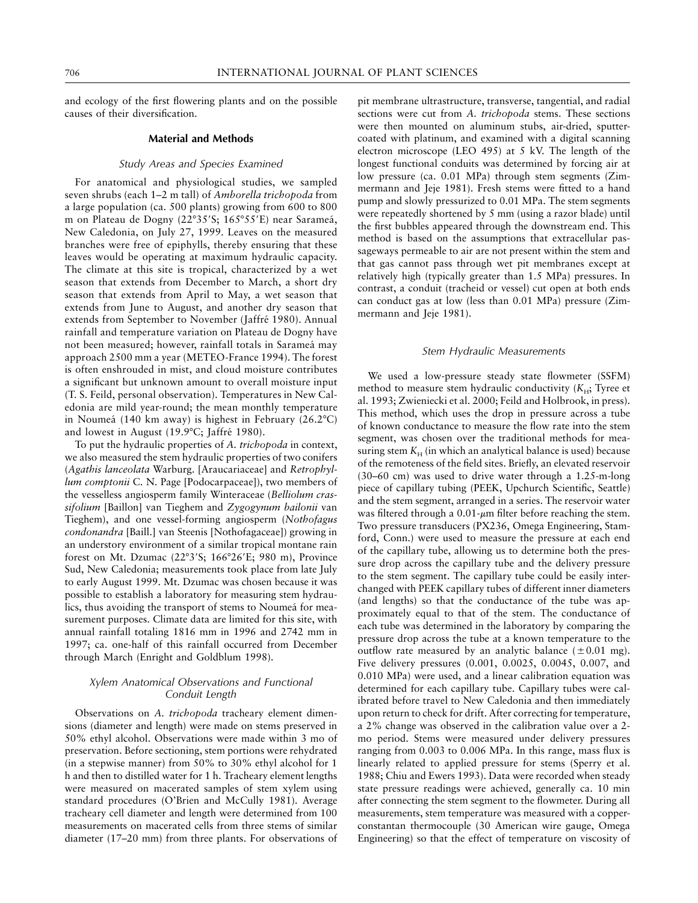and ecology of the first flowering plants and on the possible causes of their diversification.

## Material and Methods

### Study Areas and Species Examined

For anatomical and physiological studies, we sampled seven shrubs (each 1–2 m tall) of *Amborella trichopoda* from a large population (ca. 500 plants) growing from 600 to 800 m on Plateau de Dogny (22°35′S; 165°55′E) near Sarameá, New Caledonia, on July 27, 1999. Leaves on the measured branches were free of epiphylls, thereby ensuring that these leaves would be operating at maximum hydraulic capacity. The climate at this site is tropical, characterized by a wet season that extends from December to March, a short dry season that extends from April to May, a wet season that extends from June to August, and another dry season that extends from September to November (Jaffré 1980). Annual rainfall and temperature variation on Plateau de Dogny have not been measured; however, rainfall totals in Sarameá may approach 2500 mm a year (METEO-France 1994). The forest is often enshrouded in mist, and cloud moisture contributes a significant but unknown amount to overall moisture input (T. S. Feild, personal observation). Temperatures in New Caledonia are mild year-round; the mean monthly temperature in Noumeá (140 km away) is highest in February (26.2°C) and lowest in August (19.9°C; Jaffré 1980).

To put the hydraulic properties of *A. trichopoda* in context, we also measured the stem hydraulic properties of two conifers (*Agathis lanceolata* Warburg. [Araucariaceae] and *Retrophyllum comptonii* C. N. Page [Podocarpaceae]), two members of the vesselless angiosperm family Winteraceae (*Belliolum crassifolium* [Baillon] van Tieghem and *Zygogynum bailonii* van Tieghem), and one vessel-forming angiosperm (*Nothofagus condonandra* [Baill.] van Steenis [Nothofagaceae]) growing in an understory environment of a similar tropical montane rain forest on Mt. Dzumac (22°3′S; 166°26′E; 980 m), Province Sud, New Caledonia; measurements took place from late July to early August 1999. Mt. Dzumac was chosen because it was possible to establish a laboratory for measuring stem hydraulics, thus avoiding the transport of stems to Noumeá for measurement purposes. Climate data are limited for this site, with annual rainfall totaling 1816 mm in 1996 and 2742 mm in 1997; ca. one-half of this rainfall occurred from December through March (Enright and Goldblum 1998).

### Xylem Anatomical Observations and Functional Conduit Length

Observations on *A. trichopoda* tracheary element dimensions (diameter and length) were made on stems preserved in 50% ethyl alcohol. Observations were made within 3 mo of preservation. Before sectioning, stem portions were rehydrated (in a stepwise manner) from 50% to 30% ethyl alcohol for 1 h and then to distilled water for 1 h. Tracheary element lengths were measured on macerated samples of stem xylem using standard procedures (O'Brien and McCully 1981). Average tracheary cell diameter and length were determined from 100 measurements on macerated cells from three stems of similar diameter (17–20 mm) from three plants. For observations of pit membrane ultrastructure, transverse, tangential, and radial sections were cut from *A. trichopoda* stems. These sections were then mounted on aluminum stubs, air-dried, sputter-coated with platinum, and examined with a digital scanning electron microscope (LEO 495) at 5 kV. The length of the longest functional conduits was determined by forcing air at low pressure (ca. 0.01 MPa) through stem segments (Zimmermann and Jeje 1981). Fresh stems were fitted to a hand pump and slowly pressurized to 0.01 MPa. The stem segments were repeatedly shortened by 5 mm (using a razor blade) until the first bubbles appeared through the downstream end. This method is based on the assumptions that extracellular passageways permeable to air are not present within the stem and that gas cannot pass through wet pit membranes except at relatively high (typically greater than 1.5 MPa) pressures. In contrast, a conduit (tracheid or vessel) cut open at both ends can conduct gas at low (less than 0.01 MPa) pressure (Zimmermann and Jeje 1981).

### Stem Hydraulic Measurements

We used a low-pressure steady state flowmeter (SSFM) method to measure stem hydraulic conductivity ($K_H$; Tyree et al. 1993; Zwieniecki et al. 2000; Feild and Holbrook, in press). This method, which uses the drop in pressure across a tube of known conductance to measure the flow rate into the stem segment, was chosen over the traditional methods for measuring stem $K_H$ (in which an analytical balance is used) because of the remoteness of the field sites. Briefly, an elevated reservoir (30–60 cm) was used to drive water through a 1.25-m-long piece of capillary tubing (PEEK, Upchurch Scientific, Seattle) and the stem segment, arranged in a series. The reservoir water was filtered through a 0.01-$\mu$m filter before reaching the stem. Two pressure transducers (PX236, Omega Engineering, Stamford, Conn.) were used to measure the pressure at each end of the capillary tube, allowing us to determine both the pressure drop across the capillary tube and the delivery pressure to the stem segment. The capillary tube could be easily interchanged with PEEK capillary tubes of different inner diameters (and lengths) so that the conductance of the tube was approximately equal to that of the stem. The conductance of each tube was determined in the laboratory by comparing the pressure drop across the tube at a known temperature to the outflow rate measured by an analytic balance ($\pm 0.01$ mg). Five delivery pressures (0.001, 0.0025, 0.0045, 0.007, and 0.010 MPa) were used, and a linear calibration equation was determined for each capillary tube. Capillary tubes were calibrated before travel to New Caledonia and then immediately upon return to check for drift. After correcting for temperature, a 2% change was observed in the calibration value over a 2-mo period. Stems were measured under delivery pressures ranging from 0.003 to 0.006 MPa. In this range, mass flux is linearly related to applied pressure for stems (Sperry et al. 1988; Chiu and Ewers 1993). Data were recorded when steady state pressure readings were achieved, generally ca. 10 min after connecting the stem segment to the flowmeter. During all measurements, stem temperature was measured with a copper-constantan thermocouple (30 American wire gauge, Omega Engineering) so that the effect of temperature on viscosity of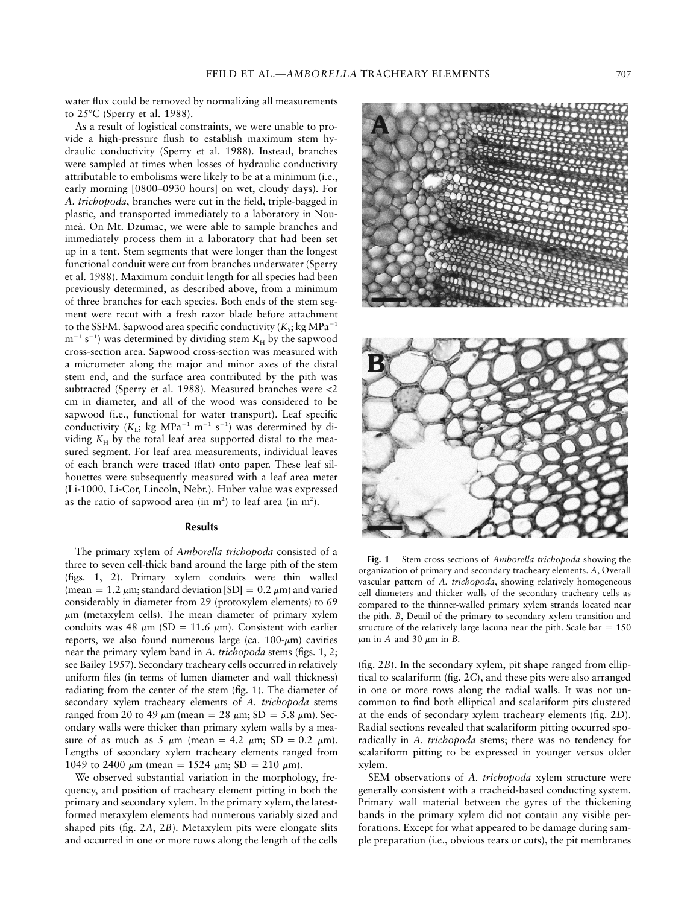water flux could be removed by normalizing all measurements to 25°C (Sperry et al. 1988).

As a result of logistical constraints, we were unable to provide a high-pressure flush to establish maximum stem hydraulic conductivity (Sperry et al. 1988). Instead, branches were sampled at times when losses of hydraulic conductivity attributable to embolisms were likely to be at a minimum (i.e., early morning [0800–0930 hours] on wet, cloudy days). For *A. trichopoda*, branches were cut in the field, triple-bagged in plastic, and transported immediately to a laboratory in Nouméa. On Mt. Dzumac, we were able to sample branches and immediately process them in a laboratory that had been set up in a tent. Stem segments that were longer than the longest functional conduit were cut from branches underwater (Sperry et al. 1988). Maximum conduit length for all species had been previously determined, as described above, from a minimum of three branches for each species. Both ends of the stem segment were recut with a fresh razor blade before attachment to the SSFM. Sapwood area specific conductivity ($K_S$; kg MPa$^{-1}$ m$^{-1}$ s$^{-1}$) was determined by dividing stem $K_H$ by the sapwood cross-section area. Sapwood cross-section was measured with a micrometer along the major and minor axes of the distal stem end, and the surface area contributed by the pith was subtracted (Sperry et al. 1988). Measured branches were <2 cm in diameter, and all of the wood was considered to be sapwood (i.e., functional for water transport). Leaf specific conductivity ($K_L$; kg MPa$^{-1}$ m$^{-1}$ s$^{-1}$) was determined by dividing $K_H$ by the total leaf area supported distal to the measured segment. For leaf area measurements, individual leaves of each branch were traced (flat) onto paper. These leaf silhouettes were subsequently measured with a leaf area meter (Li-1000, Li-Cor, Lincoln, Nebr.). Huber value was expressed as the ratio of sapwood area (in m$^2$) to leaf area (in m$^2$).

## Results

The primary xylem of *Amborella trichopoda* consisted of a three to seven cell-thick band around the large pith of the stem (figs. 1, 2). Primary xylem conduits were thin walled (mean = 1.2 $\mu$m; standard deviation [SD] = 0.2 $\mu$m) and varied considerably in diameter from 29 (protoxylem elements) to 69 $\mu$m (metaxylem cells). The mean diameter of primary xylem conduits was 48 $\mu$m (SD = 11.6 $\mu$m). Consistent with earlier reports, we also found numerous large (ca. 100-$\mu$m) cavities near the primary xylem band in *A. trichopoda* stems (figs. 1, 2; see Bailey 1957). Secondary tracheary cells occurred in relatively uniform files (in terms of lumen diameter and wall thickness) radiating from the center of the stem (fig. 1). The diameter of secondary xylem tracheary elements of *A. trichopoda* stems ranged from 20 to 49 $\mu$m (mean = 28 $\mu$m; SD = 5.8 $\mu$m). Secondary walls were thicker than primary xylem walls by a measure of as much as 5 $\mu$m (mean = 4.2 $\mu$m; SD = 0.2 $\mu$m). Lengths of secondary xylem tracheary elements ranged from 1049 to 2400 $\mu$m (mean = 1524 $\mu$m; SD = 210 $\mu$m).

We observed substantial variation in the morphology, frequency, and position of tracheary element pitting in both the primary and secondary xylem. In the primary xylem, the latest-formed metaxylem elements had numerous variably sized and shaped pits (fig. 2*A*, 2*B*). Metaxylem pits were elongate slits and occurred in one or more rows along the length of the cells (fig. 2*B*). In the secondary xylem, pit shape ranged from elliptical to scalariform (fig. 2*C*), and these pits were also arranged in one or more rows along the radial walls. It was not uncommon to find both elliptical and scalariform pits clustered at the ends of secondary xylem tracheary elements (fig. 2*D*). Radial sections revealed that scalariform pitting occurred sporadically in *A. trichopoda* stems; there was no tendency for scalariform pitting to be expressed in younger versus older xylem.

SEM observations of *A. trichopoda* xylem structure were generally consistent with a tracheid-based conducting system. Primary wall material between the gyres of the thickening bands in the primary xylem did not contain any visible perforations. Except for what appeared to be damage during sample preparation (i.e., obvious tears or cuts), the pit membranes

**Fig. 1** Stem cross sections of *Amborella trichopoda* showing the organization of primary and secondary tracheary elements. *A*, Overall vascular pattern of *A. trichopoda*, showing relatively homogeneous cell diameters and thicker walls of the secondary tracheary cells as compared to the thinner-walled primary xylem strands located near the pith. *B*, Detail of the primary to secondary xylem transition and structure of the relatively large lacuna near the pith. Scale bar = 150 $\mu$m in *A* and 30 $\mu$m in *B*.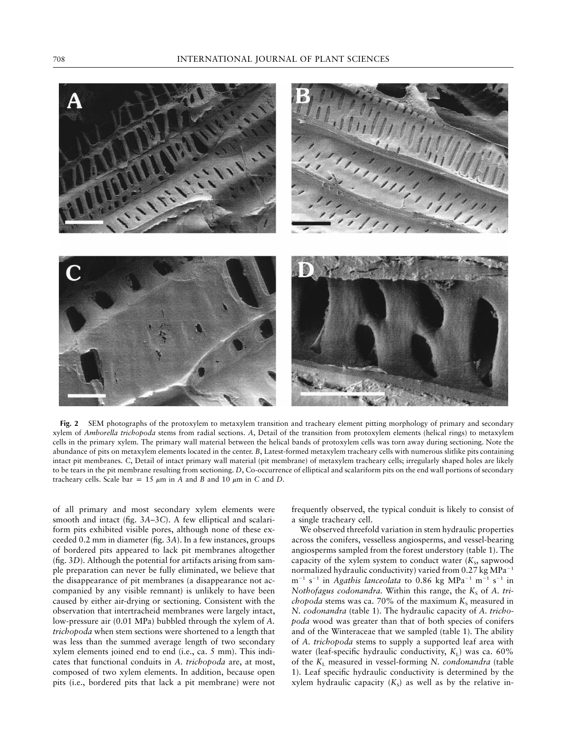**Fig. 2** SEM photographs of the protoxylem to metaxylem transition and tracheary element pitting morphology of primary and secondary xylem of *Amborella trichopoda* stems from radial sections. *A*, Detail of the transition from protoxylem elements (helical rings) to metaxylem cells in the primary xylem. The primary wall material between the helical bands of protoxylem cells was torn away during sectioning. Note the abundance of pits on metaxylem elements located in the center. *B*, Latest-formed metaxylem tracheary cells with numerous slitlike pits containing intact pit membranes. *C*, Detail of intact primary wall material (pit membrane) of metaxylem tracheary cells; irregularly shaped holes are likely to be tears in the pit membrane resulting from sectioning. *D*, Co-occurrence of elliptical and scalariform pits on the end wall portions of secondary tracheary cells. Scale bar = 15 $\mu$m in *A* and *B* and 10 $\mu$m in *C* and *D*.

of all primary and most secondary xylem elements were smooth and intact (fig. 3*A*–3*C*). A few elliptical and scalariform pits exhibited visible pores, although none of these exceeded 0.2 mm in diameter (fig. 3*A*). In a few instances, groups of bordered pits appeared to lack pit membranes altogether (fig. 3*D*). Although the potential for artifacts arising from sample preparation can never be fully eliminated, we believe that the disappearance of pit membranes (a disappearance not accompanied by any visible remnant) is unlikely to have been caused by either air-drying or sectioning. Consistent with the observation that intertracheid membranes were largely intact, low-pressure air (0.01 MPa) bubbled through the xylem of *A. trichopoda* when stem sections were shortened to a length that was less than the summed average length of two secondary xylem elements joined end to end (i.e., ca. 5 mm). This indicates that functional conduits in *A. trichopoda* are, at most, composed of two xylem elements. In addition, because open pits (i.e., bordered pits that lack a pit membrane) were not frequently observed, the typical conduit is likely to consist of a single tracheary cell.

We observed threefold variation in stem hydraulic properties across the conifers, vesselless angiosperms, and vessel-bearing angiosperms sampled from the forest understory (table 1). The capacity of the xylem system to conduct water ($K_S$, sapwood normalized hydraulic conductivity) varied from 0.27 kg MPa$^{-1}$ m$^{-1}$ s$^{-1}$ in *Agathis lanceolata* to 0.86 kg MPa$^{-1}$ m$^{-1}$ s$^{-1}$ in *Nothofagus codonandra*. Within this range, the $K_S$ of *A. trichopoda* stems was ca. 70% of the maximum $K_S$ measured in *N. codonandra* (table 1). The hydraulic capacity of *A. trichopoda* wood was greater than that of both species of conifers and of the Winteraceae that we sampled (table 1). The ability of *A. trichopoda* stems to supply a supported leaf area with water (leaf-specific hydraulic conductivity, $K_L$) was ca. 60% of the $K_L$ measured in vessel-forming *N. condonandra* (table 1). Leaf specific hydraulic conductivity is determined by the xylem hydraulic capacity ($K_S$) as well as by the relative in-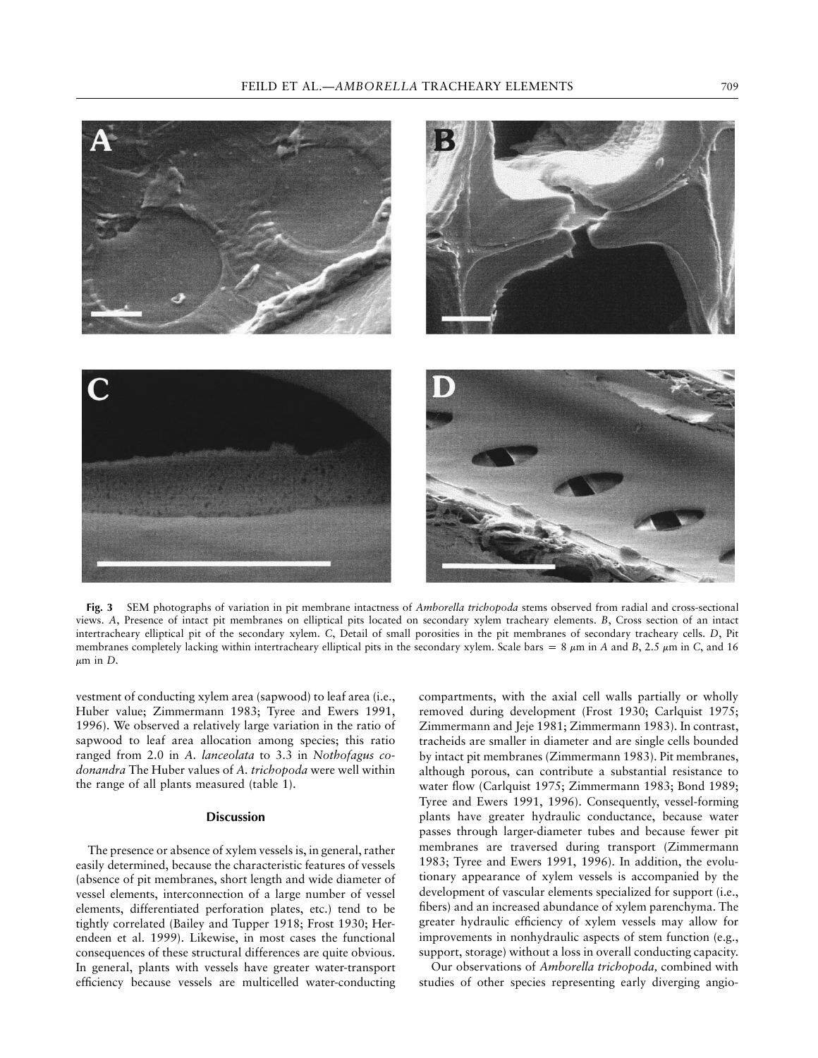**Fig. 3** SEM photographs of variation in pit membrane intactness of *Amborella trichopoda* stems observed from radial and cross-sectional views. *A*, Presence of intact pit membranes on elliptical pits located on secondary xylem tracheary elements. *B*, Cross section of an intact intertracheary elliptical pit of the secondary xylem. *C*, Detail of small porosities in the pit membranes of secondary tracheary cells. *D*, Pit membranes completely lacking within intertracheary elliptical pits in the secondary xylem. Scale bars = 8 $\mu$m in *A* and *B*, 2.5 $\mu$m in *C*, and 16 $\mu$m in *D*.

vestment of conducting xylem area (sapwood) to leaf area (i.e., Huber value; Zimmermann 1983; Tyree and Ewers 1991, 1996). We observed a relatively large variation in the ratio of sapwood to leaf area allocation among species; this ratio ranged from 2.0 in *A. lanceolata* to 3.3 in *Nothofagus codonandra* The Huber values of *A. trichopoda* were well within the range of all plants measured (table 1).

## Discussion

The presence or absence of xylem vessels is, in general, rather easily determined, because the characteristic features of vessels (absence of pit membranes, short length and wide diameter of vessel elements, interconnection of a large number of vessel elements, differentiated perforation plates, etc.) tend to be tightly correlated (Bailey and Tupper 1918; Frost 1930; Herendeen et al. 1999). Likewise, in most cases the functional consequences of these structural differences are quite obvious. In general, plants with vessels have greater water-transport efficiency because vessels are multicelled water-conducting compartments, with the axial cell walls partially or wholly removed during development (Frost 1930; Carlquist 1975; Zimmermann and Jeje 1981; Zimmermann 1983). In contrast, tracheids are smaller in diameter and are single cells bounded by intact pit membranes (Zimmermann 1983). Pit membranes, although porous, can contribute a substantial resistance to water flow (Carlquist 1975; Zimmermann 1983; Bond 1989; Tyree and Ewers 1991, 1996). Consequently, vessel-forming plants have greater hydraulic conductance, because water passes through larger-diameter tubes and because fewer pit membranes are traversed during transport (Zimmermann 1983; Tyree and Ewers 1991, 1996). In addition, the evolutionary appearance of xylem vessels is accompanied by the development of vascular elements specialized for support (i.e., fibers) and an increased abundance of xylem parenchyma. The greater hydraulic efficiency of xylem vessels may allow for improvements in nonhydraulic aspects of stem function (e.g., support, storage) without a loss in overall conducting capacity.

Our observations of *Amborella trichopoda,* combined with studies of other species representing early diverging angio-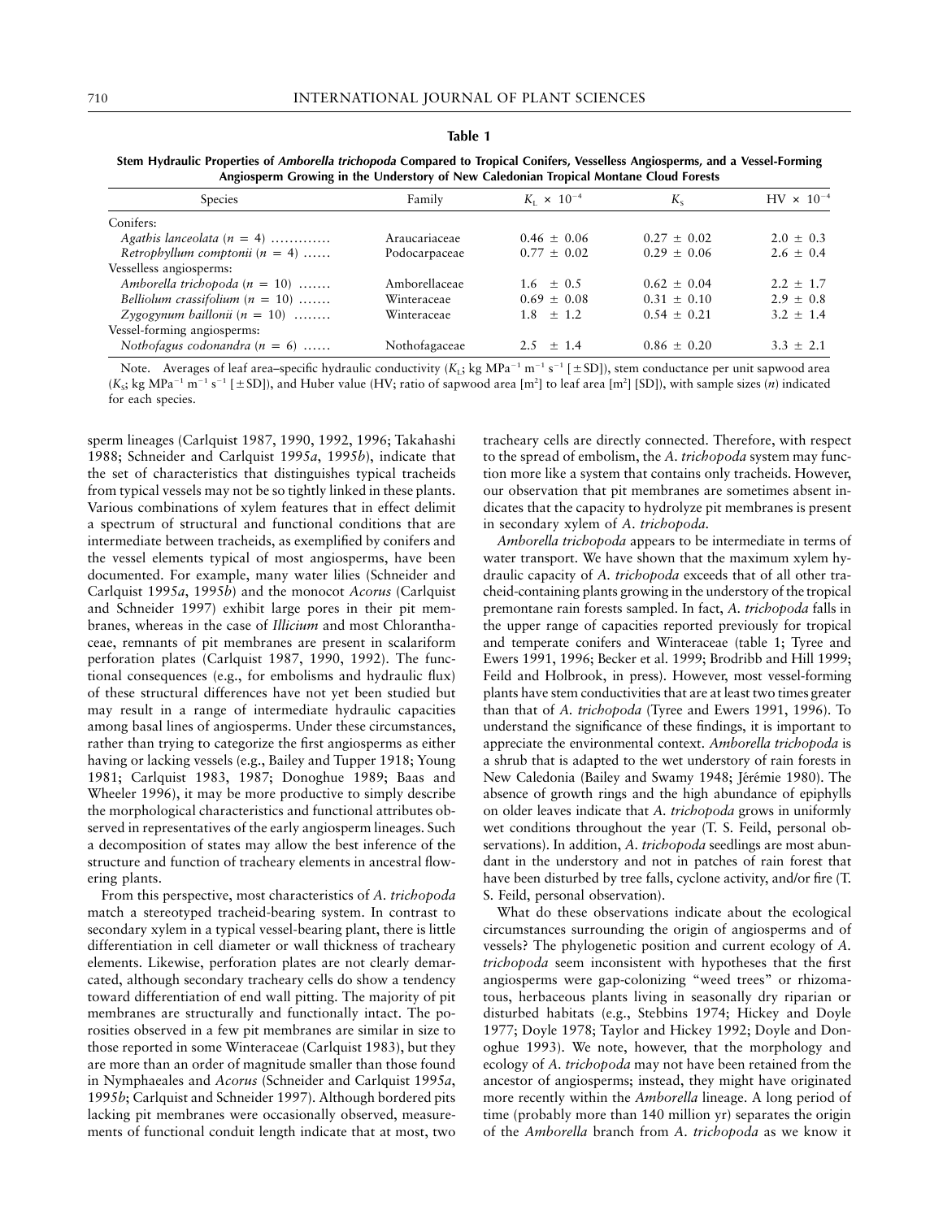**Table 1**

**Stem Hydraulic Properties of *Amborella trichopoda* Compared to Tropical Conifers, Vesselless Angiosperms, and a Vessel-Forming Angiosperm Growing in the Understory of New Caledonian Tropical Montane Cloud Forests**

| Species | Family | $K_L \times 10^{-4}$ | $K_s$ | HV $\times 10^{-4}$ |
|---|---|---|---|---|
| Conifers: | | | | |
| *Agathis lanceolata* ($n = 4$) ............ | Araucariaceae | 0.46 ± 0.06 | 0.27 ± 0.02 | 2.0 ± 0.3 |
| *Retrophyllum comptonii* ($n = 4$) ...... | Podocarpaceae | 0.77 ± 0.02 | 0.29 ± 0.06 | 2.6 ± 0.4 |
| Vesselless angiosperms: | | | | |
| *Amborella trichopoda* ($n = 10$) ....... | Amborellaceae | 1.6 ± 0.5 | 0.62 ± 0.04 | 2.2 ± 1.7 |
| *Belliolum crassifolium* ($n = 10$) ....... | Winteraceae | 0.69 ± 0.08 | 0.31 ± 0.10 | 2.9 ± 0.8 |
| *Zygogynum baillonii* ($n = 10$) ........ | Winteraceae | 1.8 ± 1.2 | 0.54 ± 0.21 | 3.2 ± 1.4 |
| Vessel-forming angiosperms: | | | | |
| *Nothofagus codonandra* ($n = 6$) ...... | Nothofagaceae | 2.5 ± 1.4 | 0.86 ± 0.20 | 3.3 ± 2.1 |

Note. Averages of leaf area–specific hydraulic conductivity ($K_L$; kg MPa$^{-1}$ m$^{-1}$ s$^{-1}$ [±SD]), stem conductance per unit sapwood area ($K_s$; kg MPa$^{-1}$ m$^{-1}$ s$^{-1}$ [±SD]), and Huber value (HV; ratio of sapwood area [m$^2$] to leaf area [m$^2$] [SD]), with sample sizes ($n$) indicated for each species.

sperm lineages (Carlquist 1987, 1990, 1992, 1996; Takahashi 1988; Schneider and Carlquist 1995*a*, 1995*b*), indicate that the set of characteristics that distinguishes typical tracheids from typical vessels may not be so tightly linked in these plants. Various combinations of xylem features that in effect delimit a spectrum of structural and functional conditions that are intermediate between tracheids, as exemplified by conifers and the vessel elements typical of most angiosperms, have been documented. For example, many water lilies (Schneider and Carlquist 1995*a*, 1995*b*) and the monocot *Acorus* (Carlquist and Schneider 1997) exhibit large pores in their pit membranes, whereas in the case of *Illicium* and most Chloranthaceae, remnants of pit membranes are present in scalariform perforation plates (Carlquist 1987, 1990, 1992). The functional consequences (e.g., for embolisms and hydraulic flux) of these structural differences have not yet been studied but may result in a range of intermediate hydraulic capacities among basal lines of angiosperms. Under these circumstances, rather than trying to categorize the first angiosperms as either having or lacking vessels (e.g., Bailey and Tupper 1918; Young 1981; Carlquist 1983, 1987; Donoghue 1989; Baas and Wheeler 1996), it may be more productive to simply describe the morphological characteristics and functional attributes observed in representatives of the early angiosperm lineages. Such a decomposition of states may allow the best inference of the structure and function of tracheary elements in ancestral flowering plants.

From this perspective, most characteristics of *A. trichopoda* match a stereotyped tracheid-bearing system. In contrast to secondary xylem in a typical vessel-bearing plant, there is little differentiation in cell diameter or wall thickness of tracheary elements. Likewise, perforation plates are not clearly demarcated, although secondary tracheary cells do show a tendency toward differentiation of end wall pitting. The majority of pit membranes are structurally and functionally intact. The porosities observed in a few pit membranes are similar in size to those reported in some Winteraceae (Carlquist 1983), but they are more than an order of magnitude smaller than those found in Nymphaeales and *Acorus* (Schneider and Carlquist 1995*a*, 1995*b*; Carlquist and Schneider 1997). Although bordered pits lacking pit membranes were occasionally observed, measurements of functional conduit length indicate that at most, two tracheary cells are directly connected. Therefore, with respect to the spread of embolism, the *A. trichopoda* system may function more like a system that contains only tracheids. However, our observation that pit membranes are sometimes absent indicates that the capacity to hydrolyze pit membranes is present in secondary xylem of *A. trichopoda*.

*Amborella trichopoda* appears to be intermediate in terms of water transport. We have shown that the maximum xylem hydraulic capacity of *A. trichopoda* exceeds that of all other tracheid-containing plants growing in the understory of the tropical premontane rain forests sampled. In fact, *A. trichopoda* falls in the upper range of capacities reported previously for tropical and temperate conifers and Winteraceae (table 1; Tyree and Ewers 1991, 1996; Becker et al. 1999; Brodribb and Hill 1999; Feild and Holbrook, in press). However, most vessel-forming plants have stem conductivities that are at least two times greater than that of *A. trichopoda* (Tyree and Ewers 1991, 1996). To understand the significance of these findings, it is important to appreciate the environmental context. *Amborella trichopoda* is a shrub that is adapted to the wet understory of rain forests in New Caledonia (Bailey and Swamy 1948; Jérémie 1980). The absence of growth rings and the high abundance of epiphylls on older leaves indicate that *A. trichopoda* grows in uniformly wet conditions throughout the year (T. S. Feild, personal observations). In addition, *A. trichopoda* seedlings are most abundant in the understory and not in patches of rain forest that have been disturbed by tree falls, cyclone activity, and/or fire (T. S. Feild, personal observation).

What do these observations indicate about the ecological circumstances surrounding the origin of angiosperms and of vessels? The phylogenetic position and current ecology of *A. trichopoda* seem inconsistent with hypotheses that the first angiosperms were gap-colonizing "weed trees" or rhizomatous, herbaceous plants living in seasonally dry riparian or disturbed habitats (e.g., Stebbins 1974; Hickey and Doyle 1977; Doyle 1978; Taylor and Hickey 1992; Doyle and Donoghue 1993). We note, however, that the morphology and ecology of *A. trichopoda* may not have been retained from the ancestor of angiosperms; instead, they might have originated more recently within the *Amborella* lineage. A long period of time (probably more than 140 million yr) separates the origin of the *Amborella* branch from *A. trichopoda* as we know it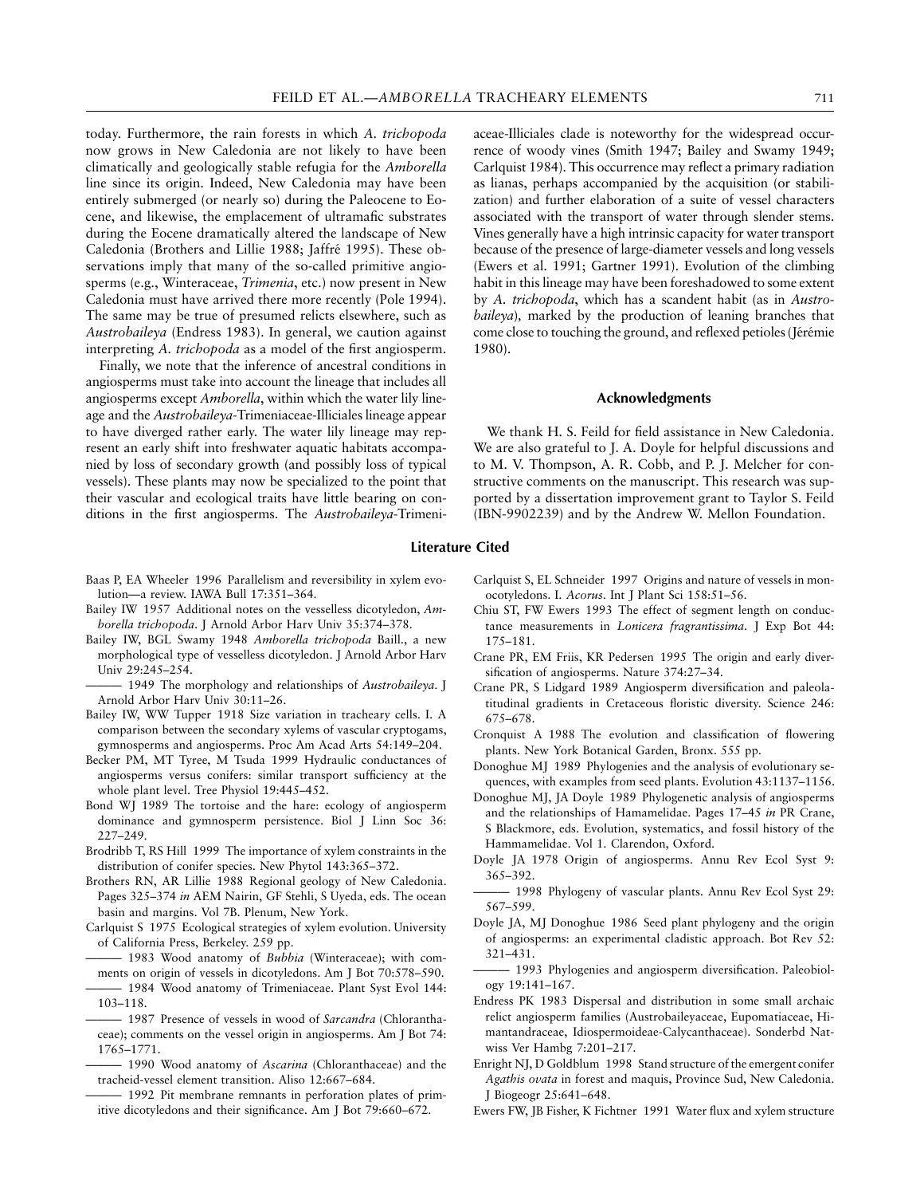today. Furthermore, the rain forests in which *A. trichopoda* now grows in New Caledonia are not likely to have been climatically and geologically stable refugia for the *Amborella* line since its origin. Indeed, New Caledonia may have been entirely submerged (or nearly so) during the Paleocene to Eocene, and likewise, the emplacement of ultramafic substrates during the Eocene dramatically altered the landscape of New Caledonia (Brothers and Lillie 1988; Jaffré 1995). These observations imply that many of the so-called primitive angiosperms (e.g., Winteraceae, *Trimenia*, etc.) now present in New Caledonia must have arrived there more recently (Pole 1994). The same may be true of presumed relicts elsewhere, such as *Austrobaileya* (Endress 1983). In general, we caution against interpreting *A. trichopoda* as a model of the first angiosperm.

Finally, we note that the inference of ancestral conditions in angiosperms must take into account the lineage that includes all angiosperms except *Amborella*, within which the water lily lineage and the *Austrobaileya*-Trimeniaceae-Illiciales lineage appear to have diverged rather early. The water lily lineage may represent an early shift into freshwater aquatic habitats accompanied by loss of secondary growth (and possibly loss of typical vessels). These plants may now be specialized to the point that their vascular and ecological traits have little bearing on conditions in the first angiosperms. The *Austrobaileya*-Trimeniaceae-Illiciales clade is noteworthy for the widespread occurrence of woody vines (Smith 1947; Bailey and Swamy 1949; Carlquist 1984). This occurrence may reflect a primary radiation as lianas, perhaps accompanied by the acquisition (or stabilization) and further elaboration of a suite of vessel characters associated with the transport of water through slender stems. Vines generally have a high intrinsic capacity for water transport because of the presence of large-diameter vessels and long vessels (Ewers et al. 1991; Gartner 1991). Evolution of the climbing habit in this lineage may have been foreshadowed to some extent by *A. trichopoda*, which has a scandent habit (as in *Austrobaileya*), marked by the production of leaning branches that come close to touching the ground, and reflexed petioles (Jérémie 1980).

## Acknowledgments

We thank H. S. Feild for field assistance in New Caledonia. We are also grateful to J. A. Doyle for helpful discussions and to M. V. Thompson, A. R. Cobb, and P. J. Melcher for constructive comments on the manuscript. This research was supported by a dissertation improvement grant to Taylor S. Feild (IBN-9902239) and by the Andrew W. Mellon Foundation.

## Literature Cited

Baas P, EA Wheeler 1996 Parallelism and reversibility in xylem evolution—a review. IAWA Bull 17:351–364.

Bailey IW 1957 Additional notes on the vesselless dicotyledon, *Amborella trichopoda*. J Arnold Arbor Harv Univ 35:374–378.

Bailey IW, BGL Swamy 1948 *Amborella trichopoda* Baill., a new morphological type of vesselless dicotyledon. J Arnold Arbor Harv Univ 29:245–254.

——— 1949 The morphology and relationships of *Austrobaileya*. J Arnold Arbor Harv Univ 30:11–26.

Bailey IW, WW Tupper 1918 Size variation in tracheary cells. I. A comparison between the secondary xylems of vascular cryptogams, gymnosperms and angiosperms. Proc Am Acad Arts 54:149–204.

Becker PM, MT Tyree, M Tsuda 1999 Hydraulic conductances of angiosperms versus conifers: similar transport sufficiency at the whole plant level. Tree Physiol 19:445–452.

Bond WJ 1989 The tortoise and the hare: ecology of angiosperm dominance and gymnosperm persistence. Biol J Linn Soc 36: 227–249.

Brodribb T, RS Hill 1999 The importance of xylem constraints in the distribution of conifer species. New Phytol 143:365–372.

Brothers RN, AR Lillie 1988 Regional geology of New Caledonia. Pages 325–374 *in* AEM Nairin, GF Stehli, S Uyeda, eds. The ocean basin and margins. Vol 7B. Plenum, New York.

Carlquist S 1975 Ecological strategies of xylem evolution. University of California Press, Berkeley. 259 pp.

——— 1983 Wood anatomy of *Bubbia* (Winteraceae); with comments on origin of vessels in dicotyledons. Am J Bot 70:578–590.

——— 1984 Wood anatomy of Trimeniaceae. Plant Syst Evol 144: 103–118.

——— 1987 Presence of vessels in wood of *Sarcandra* (Chloranthaceae); comments on the vessel origin in angiosperms. Am J Bot 74: 1765–1771.

——— 1990 Wood anatomy of *Ascarina* (Chloranthaceae) and the tracheid-vessel element transition. Aliso 12:667–684.

——— 1992 Pit membrane remnants in perforation plates of primitive dicotyledons and their significance. Am J Bot 79:660–672.

Carlquist S, EL Schneider 1997 Origins and nature of vessels in monocotyledons. I. *Acorus*. Int J Plant Sci 158:51–56.

Chiu ST, FW Ewers 1993 The effect of segment length on conductance measurements in *Lonicera fragrantissima*. J Exp Bot 44: 175–181.

Crane PR, EM Friis, KR Pedersen 1995 The origin and early diversification of angiosperms. Nature 374:27–34.

Crane PR, S Lidgard 1989 Angiosperm diversification and paleolatitudinal gradients in Cretaceous floristic diversity. Science 246: 675–678.

Cronquist A 1988 The evolution and classification of flowering plants. New York Botanical Garden, Bronx. 555 pp.

Donoghue MJ 1989 Phylogenies and the analysis of evolutionary sequences, with examples from seed plants. Evolution 43:1137–1156.

Donoghue MJ, JA Doyle 1989 Phylogenetic analysis of angiosperms and the relationships of Hamamelidae. Pages 17–45 *in* PR Crane, S Blackmore, eds. Evolution, systematics, and fossil history of the Hammamelidae. Vol 1. Clarendon, Oxford.

Doyle JA 1978 Origin of angiosperms. Annu Rev Ecol Syst 9: 365–392.

——— 1998 Phylogeny of vascular plants. Annu Rev Ecol Syst 29: 567–599.

Doyle JA, MJ Donoghue 1986 Seed plant phylogeny and the origin of angiosperms: an experimental cladistic approach. Bot Rev 52: 321–431.

——— 1993 Phylogenies and angiosperm diversification. Paleobiology 19:141–167.

Endress PK 1983 Dispersal and distribution in some small archaic relict angiosperm families (Austrobaileyaceae, Eupomatiaceae, Himantandraceae, Idiospermoideae-Calycanthaceae). Sonderbd Natwiss Ver Hambg 7:201–217.

Enright NJ, D Goldblum 1998 Stand structure of the emergent conifer *Agathis ovata* in forest and maquis, Province Sud, New Caledonia. J Biogeogr 25:641–648.

Ewers FW, JB Fisher, K Fichtner 1991 Water flux and xylem structure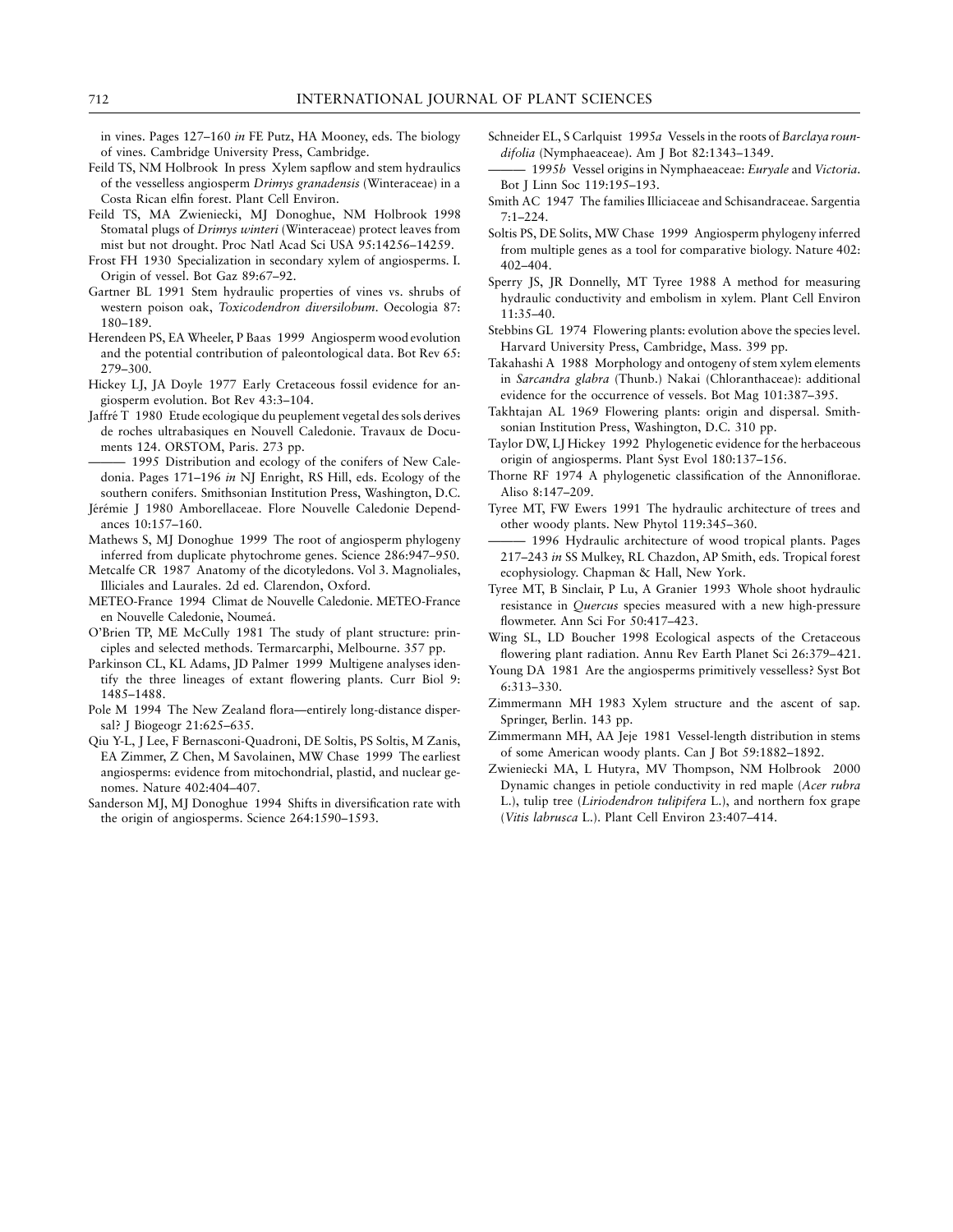in vines. Pages 127–160 *in* FE Putz, HA Mooney, eds. The biology of vines. Cambridge University Press, Cambridge.

Feild TS, NM Holbrook In press Xylem sapflow and stem hydraulics of the vesselless angiosperm *Drimys granadensis* (Winteraceae) in a Costa Rican elfin forest. Plant Cell Environ.

Feild TS, MA Zwieniecki, MJ Donoghue, NM Holbrook 1998 Stomatal plugs of *Drimys winteri* (Winteraceae) protect leaves from mist but not drought. Proc Natl Acad Sci USA 95:14256–14259.

Frost FH 1930 Specialization in secondary xylem of angiosperms. I. Origin of vessel. Bot Gaz 89:67–92.

Gartner BL 1991 Stem hydraulic properties of vines vs. shrubs of western poison oak, *Toxicodendron diversilobum*. Oecologia 87: 180–189.

Herendeen PS, EA Wheeler, P Baas 1999 Angiosperm wood evolution and the potential contribution of paleontological data. Bot Rev 65: 279–300.

Hickey LJ, JA Doyle 1977 Early Cretaceous fossil evidence for angiosperm evolution. Bot Rev 43:3–104.

Jaffré T 1980 Etude ecologique du peuplement vegetal des sols derives de roches ultrabasiques en Nouvell Caledonie. Travaux de Documents 124. ORSTOM, Paris. 273 pp.

——— 1995 Distribution and ecology of the conifers of New Caledonia. Pages 171–196 *in* NJ Enright, RS Hill, eds. Ecology of the southern conifers. Smithsonian Institution Press, Washington, D.C.

Jérémie J 1980 Amborellaceae. Flore Nouvelle Caledonie Dependances 10:157–160.

Mathews S, MJ Donoghue 1999 The root of angiosperm phylogeny inferred from duplicate phytochrome genes. Science 286:947–950.

Metcalfe CR 1987 Anatomy of the dicotyledons. Vol 3. Magnoliales, Illiciales and Laurales. 2d ed. Clarendon, Oxford.

METEO-France 1994 Climat de Nouvelle Caledonie. METEO-France en Nouvelle Caledonie, Noumeá.

O'Brien TP, ME McCully 1981 The study of plant structure: principles and selected methods. Termarcarphi, Melbourne. 357 pp.

Parkinson CL, KL Adams, JD Palmer 1999 Multigene analyses identify the three lineages of extant flowering plants. Curr Biol 9: 1485–1488.

Pole M 1994 The New Zealand flora—entirely long-distance dispersal? J Biogeogr 21:625–635.

Qiu Y-L, J Lee, F Bernasconi-Quadroni, DE Soltis, PS Soltis, M Zanis, EA Zimmer, Z Chen, M Savolainen, MW Chase 1999 The earliest angiosperms: evidence from mitochondrial, plastid, and nuclear genomes. Nature 402:404–407.

Sanderson MJ, MJ Donoghue 1994 Shifts in diversification rate with the origin of angiosperms. Science 264:1590–1593.

Schneider EL, S Carlquist 1995*a* Vessels in the roots of *Barclaya roundifolia* (Nymphaeaceae). Am J Bot 82:1343–1349.

——— 1995*b* Vessel origins in Nymphaeaceae: *Euryale* and *Victoria*. Bot J Linn Soc 119:195–193.

Smith AC 1947 The families Illiciaceae and Schisandraceae. Sargentia 7:1–224.

Soltis PS, DE Solits, MW Chase 1999 Angiosperm phylogeny inferred from multiple genes as a tool for comparative biology. Nature 402: 402–404.

Sperry JS, JR Donnelly, MT Tyree 1988 A method for measuring hydraulic conductivity and embolism in xylem. Plant Cell Environ 11:35–40.

Stebbins GL 1974 Flowering plants: evolution above the species level. Harvard University Press, Cambridge, Mass. 399 pp.

Takahashi A 1988 Morphology and ontogeny of stem xylem elements in *Sarcandra glabra* (Thunb.) Nakai (Chloranthaceae): additional evidence for the occurrence of vessels. Bot Mag 101:387–395.

Takhtajan AL 1969 Flowering plants: origin and dispersal. Smithsonian Institution Press, Washington, D.C. 310 pp.

Taylor DW, LJ Hickey 1992 Phylogenetic evidence for the herbaceous origin of angiosperms. Plant Syst Evol 180:137–156.

Thorne RF 1974 A phylogenetic classification of the Annoniflorae. Aliso 8:147–209.

Tyree MT, FW Ewers 1991 The hydraulic architecture of trees and other woody plants. New Phytol 119:345–360.

——— 1996 Hydraulic architecture of wood tropical plants. Pages 217–243 *in* SS Mulkey, RL Chazdon, AP Smith, eds. Tropical forest ecophysiology. Chapman & Hall, New York.

Tyree MT, B Sinclair, P Lu, A Granier 1993 Whole shoot hydraulic resistance in *Quercus* species measured with a new high-pressure flowmeter. Ann Sci For 50:417–423.

Wing SL, LD Boucher 1998 Ecological aspects of the Cretaceous flowering plant radiation. Annu Rev Earth Planet Sci 26:379–421.

Young DA 1981 Are the angiosperms primitively vesselless? Syst Bot 6:313–330.

Zimmermann MH 1983 Xylem structure and the ascent of sap. Springer, Berlin. 143 pp.

Zimmermann MH, AA Jeje 1981 Vessel-length distribution in stems of some American woody plants. Can J Bot 59:1882–1892.

Zwieniecki MA, L Hutyra, MV Thompson, NM Holbrook 2000 Dynamic changes in petiole conductivity in red maple (*Acer rubra* L.), tulip tree (*Liriodendron tulipifera* L.), and northern fox grape (*Vitis labrusca* L.). Plant Cell Environ 23:407–414.